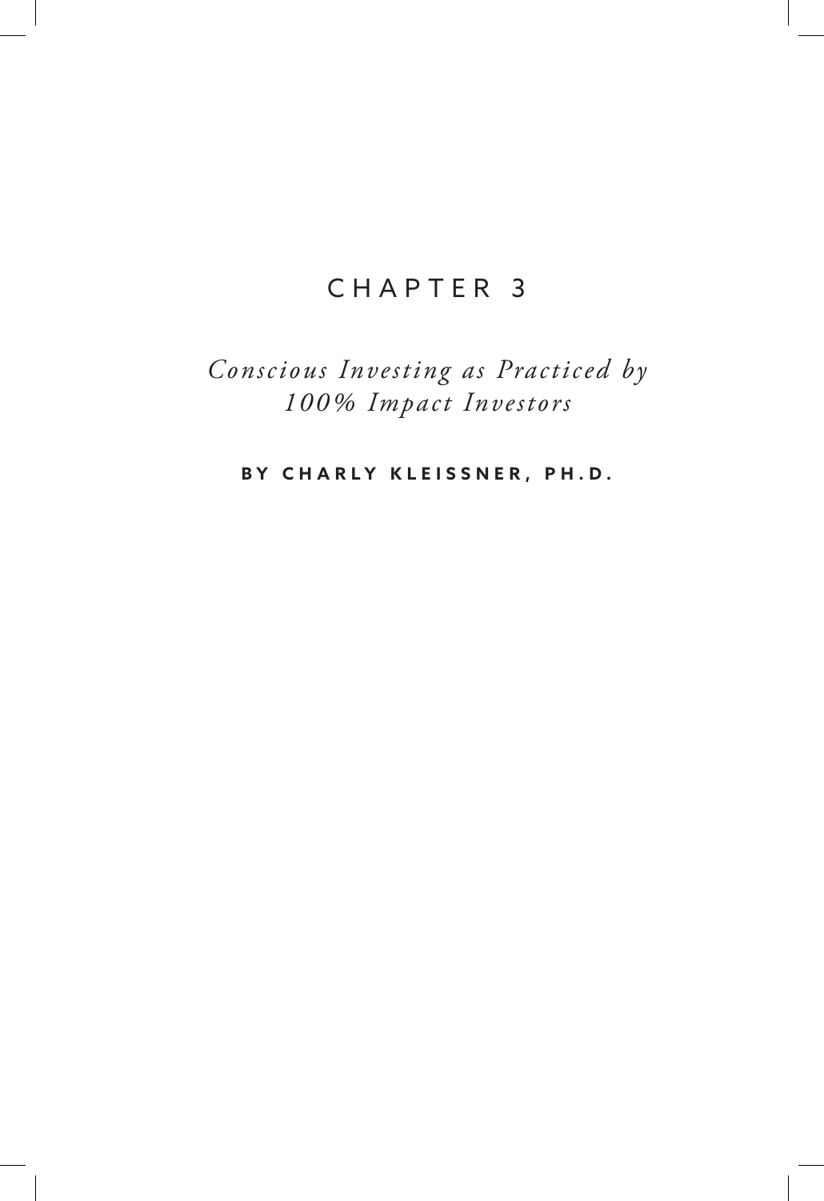# CHAPTER 3

## *Conscious Investing as Practiced by 100% Impact Investors*

**BY CHARLY KLEISSNER, PH.D.**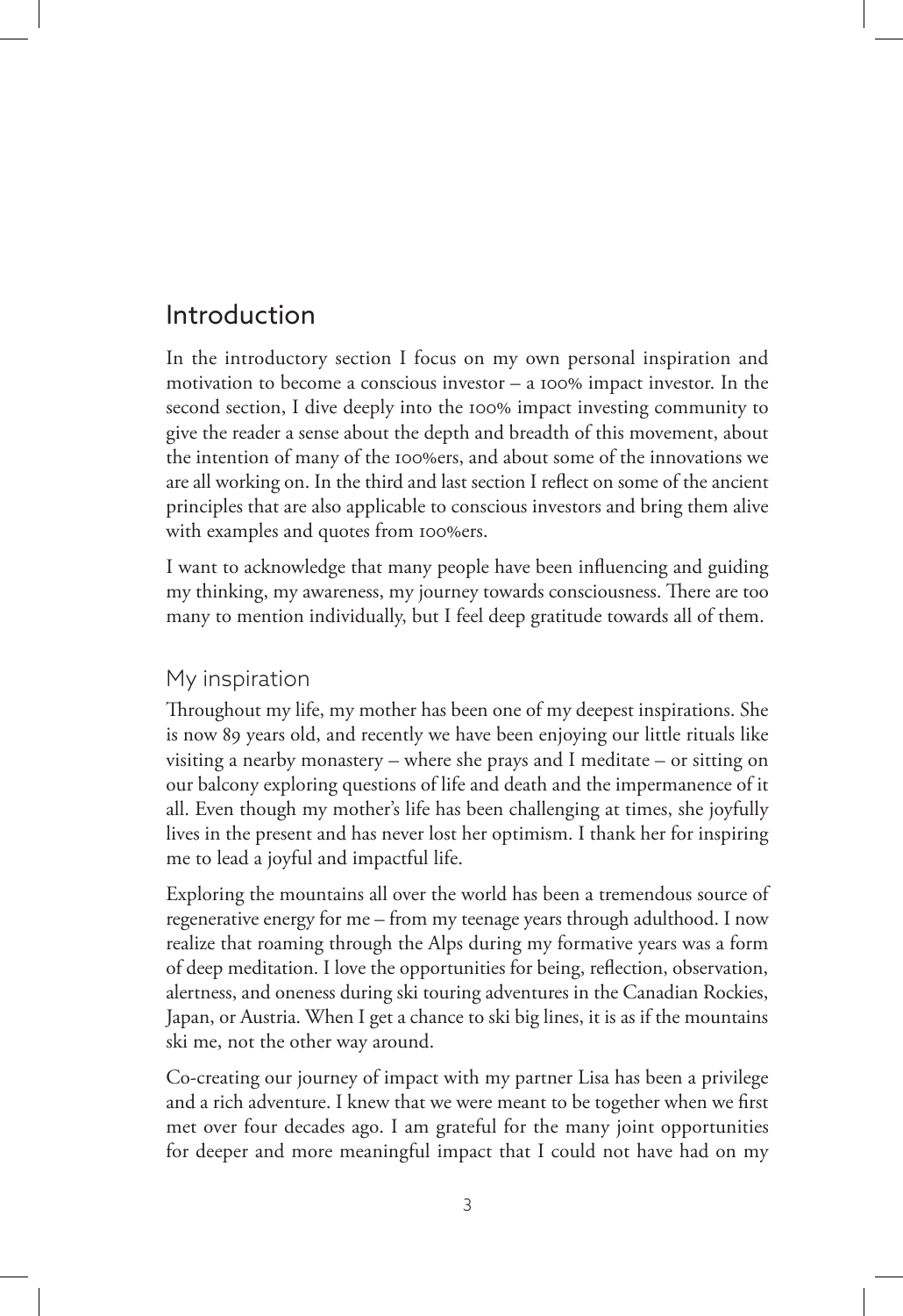## Introduction

In the introductory section I focus on my own personal inspiration and motivation to become a conscious investor – a 100% impact investor. In the second section, I dive deeply into the 100% impact investing community to give the reader a sense about the depth and breadth of this movement, about the intention of many of the 100%ers, and about some of the innovations we are all working on. In the third and last section I reflect on some of the ancient principles that are also applicable to conscious investors and bring them alive with examples and quotes from 100%ers.

I want to acknowledge that many people have been influencing and guiding my thinking, my awareness, my journey towards consciousness. There are too many to mention individually, but I feel deep gratitude towards all of them.

### My inspiration

Throughout my life, my mother has been one of my deepest inspirations. She is now 89 years old, and recently we have been enjoying our little rituals like visiting a nearby monastery – where she prays and I meditate – or sitting on our balcony exploring questions of life and death and the impermanence of it all. Even though my mother's life has been challenging at times, she joyfully lives in the present and has never lost her optimism. I thank her for inspiring me to lead a joyful and impactful life.

Exploring the mountains all over the world has been a tremendous source of regenerative energy for me – from my teenage years through adulthood. I now realize that roaming through the Alps during my formative years was a form of deep meditation. I love the opportunities for being, reflection, observation, alertness, and oneness during ski touring adventures in the Canadian Rockies, Japan, or Austria. When I get a chance to ski big lines, it is as if the mountains ski me, not the other way around.

Co-creating our journey of impact with my partner Lisa has been a privilege and a rich adventure. I knew that we were meant to be together when we first met over four decades ago. I am grateful for the many joint opportunities for deeper and more meaningful impact that I could not have had on my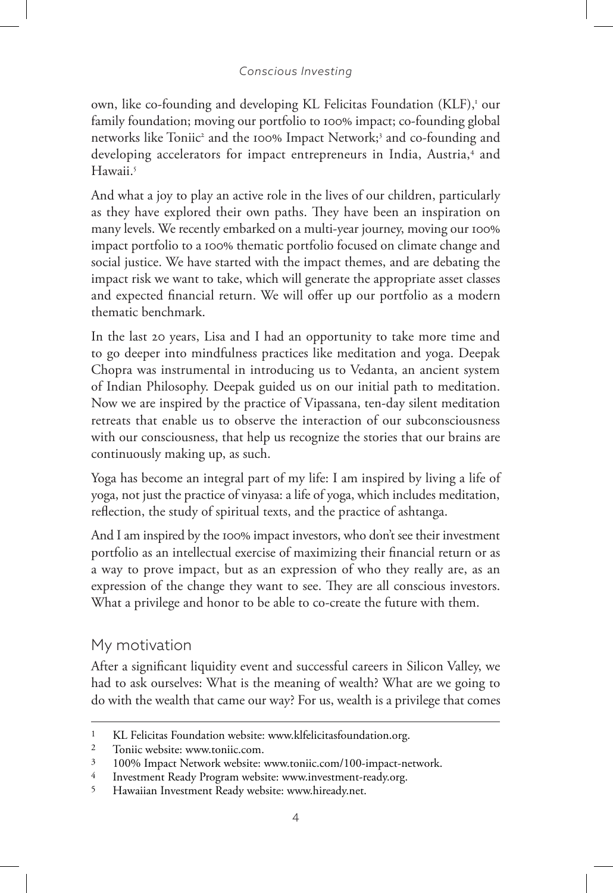own, like co-founding and developing KL Felicitas Foundation (KLF),[1] our family foundation; moving our portfolio to 100% impact; co-founding global networks like Toniic[2] and the 100% Impact Network;[3] and co-founding and developing accelerators for impact entrepreneurs in India, Austria,[4] and Hawaii.[5]

And what a joy to play an active role in the lives of our children, particularly as they have explored their own paths. They have been an inspiration on many levels. We recently embarked on a multi-year journey, moving our 100% impact portfolio to a 100% thematic portfolio focused on climate change and social justice. We have started with the impact themes, and are debating the impact risk we want to take, which will generate the appropriate asset classes and expected financial return. We will offer up our portfolio as a modern thematic benchmark.

In the last 20 years, Lisa and I had an opportunity to take more time and to go deeper into mindfulness practices like meditation and yoga. Deepak Chopra was instrumental in introducing us to Vedanta, an ancient system of Indian Philosophy. Deepak guided us on our initial path to meditation. Now we are inspired by the practice of Vipassana, ten-day silent meditation retreats that enable us to observe the interaction of our subconsciousness with our consciousness, that help us recognize the stories that our brains are continuously making up, as such.

Yoga has become an integral part of my life: I am inspired by living a life of yoga, not just the practice of vinyasa: a life of yoga, which includes meditation, reflection, the study of spiritual texts, and the practice of ashtanga.

And I am inspired by the 100% impact investors, who don't see their investment portfolio as an intellectual exercise of maximizing their financial return or as a way to prove impact, but as an expression of who they really are, as an expression of the change they want to see. They are all conscious investors. What a privilege and honor to be able to co-create the future with them.

## My motivation

After a significant liquidity event and successful careers in Silicon Valley, we had to ask ourselves: What is the meaning of wealth? What are we going to do with the wealth that came our way? For us, wealth is a privilege that comes

---

1 KL Felicitas Foundation website: www.klfelicitasfoundation.org.

2 Toniic website: www.toniic.com.

3 100% Impact Network website: www.toniic.com/100-impact-network.

4 Investment Ready Program website: www.investment-ready.org.

5 Hawaiian Investment Ready website: www.hiready.net.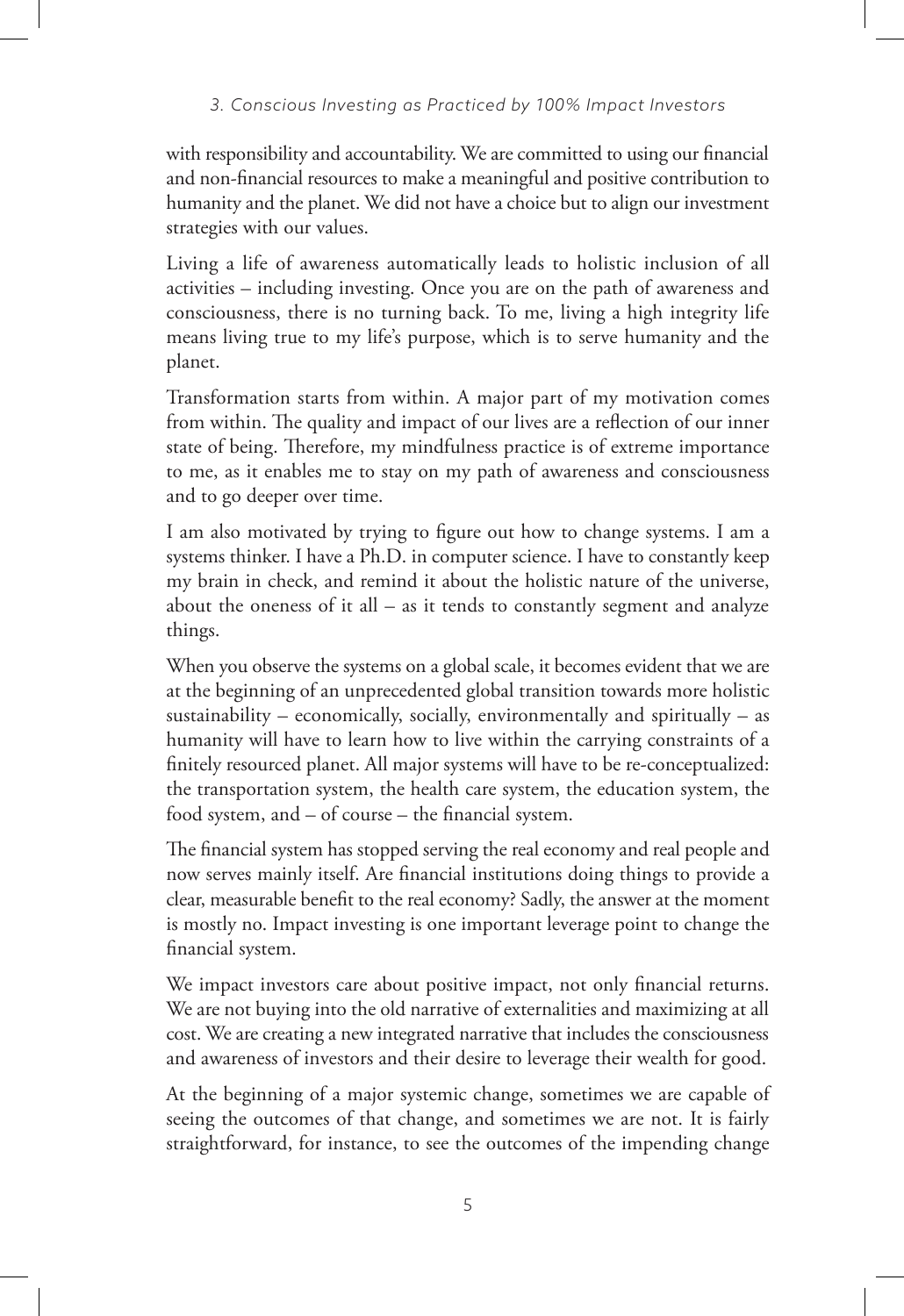with responsibility and accountability. We are committed to using our financial and non-financial resources to make a meaningful and positive contribution to humanity and the planet. We did not have a choice but to align our investment strategies with our values.

Living a life of awareness automatically leads to holistic inclusion of all activities – including investing. Once you are on the path of awareness and consciousness, there is no turning back. To me, living a high integrity life means living true to my life's purpose, which is to serve humanity and the planet.

Transformation starts from within. A major part of my motivation comes from within. The quality and impact of our lives are a reflection of our inner state of being. Therefore, my mindfulness practice is of extreme importance to me, as it enables me to stay on my path of awareness and consciousness and to go deeper over time.

I am also motivated by trying to figure out how to change systems. I am a systems thinker. I have a Ph.D. in computer science. I have to constantly keep my brain in check, and remind it about the holistic nature of the universe, about the oneness of it all – as it tends to constantly segment and analyze things.

When you observe the systems on a global scale, it becomes evident that we are at the beginning of an unprecedented global transition towards more holistic sustainability – economically, socially, environmentally and spiritually – as humanity will have to learn how to live within the carrying constraints of a finitely resourced planet. All major systems will have to be re-conceptualized: the transportation system, the health care system, the education system, the food system, and – of course – the financial system.

The financial system has stopped serving the real economy and real people and now serves mainly itself. Are financial institutions doing things to provide a clear, measurable benefit to the real economy? Sadly, the answer at the moment is mostly no. Impact investing is one important leverage point to change the financial system.

We impact investors care about positive impact, not only financial returns. We are not buying into the old narrative of externalities and maximizing at all cost. We are creating a new integrated narrative that includes the consciousness and awareness of investors and their desire to leverage their wealth for good.

At the beginning of a major systemic change, sometimes we are capable of seeing the outcomes of that change, and sometimes we are not. It is fairly straightforward, for instance, to see the outcomes of the impending change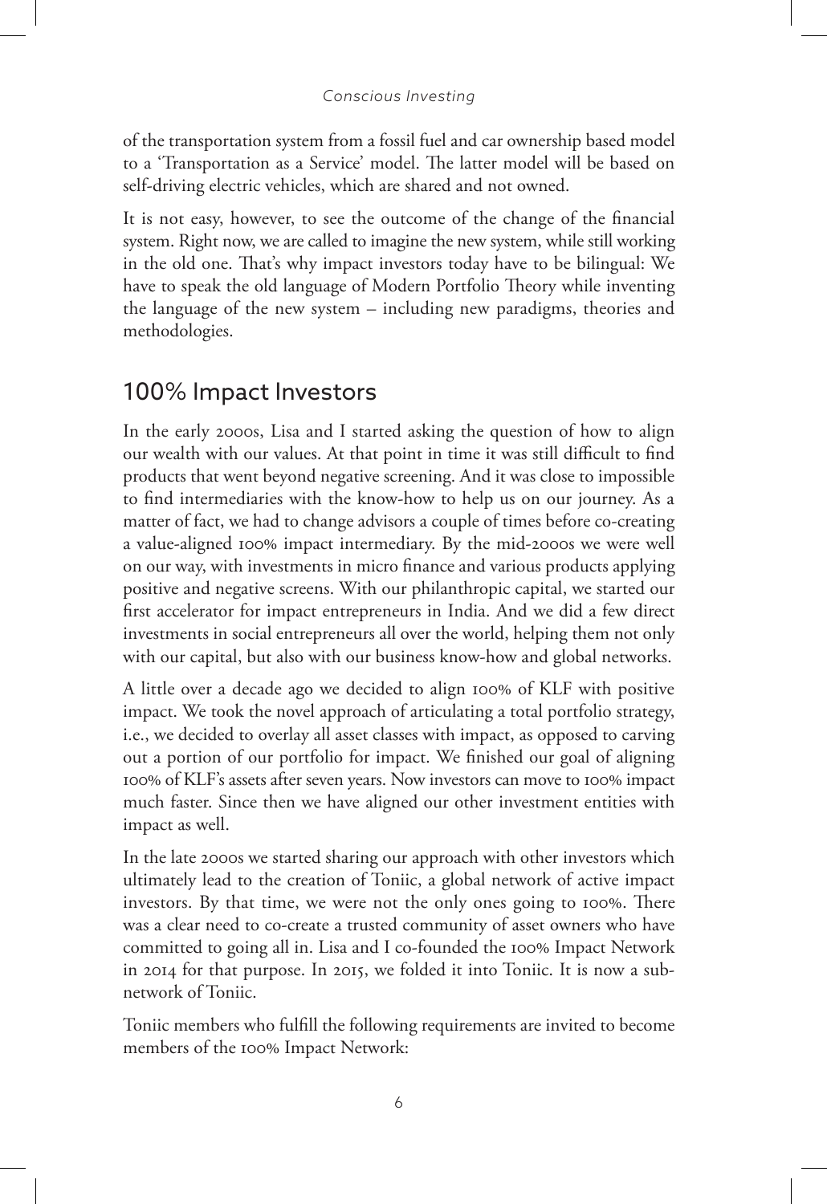of the transportation system from a fossil fuel and car ownership based model to a 'Transportation as a Service' model. The latter model will be based on self-driving electric vehicles, which are shared and not owned.

It is not easy, however, to see the outcome of the change of the financial system. Right now, we are called to imagine the new system, while still working in the old one. That's why impact investors today have to be bilingual: We have to speak the old language of Modern Portfolio Theory while inventing the language of the new system – including new paradigms, theories and methodologies.

## 100% Impact Investors

In the early 2000s, Lisa and I started asking the question of how to align our wealth with our values. At that point in time it was still difficult to find products that went beyond negative screening. And it was close to impossible to find intermediaries with the know-how to help us on our journey. As a matter of fact, we had to change advisors a couple of times before co-creating a value-aligned 100% impact intermediary. By the mid-2000s we were well on our way, with investments in micro finance and various products applying positive and negative screens. With our philanthropic capital, we started our first accelerator for impact entrepreneurs in India. And we did a few direct investments in social entrepreneurs all over the world, helping them not only with our capital, but also with our business know-how and global networks.

A little over a decade ago we decided to align 100% of KLF with positive impact. We took the novel approach of articulating a total portfolio strategy, i.e., we decided to overlay all asset classes with impact, as opposed to carving out a portion of our portfolio for impact. We finished our goal of aligning 100% of KLF's assets after seven years. Now investors can move to 100% impact much faster. Since then we have aligned our other investment entities with impact as well.

In the late 2000s we started sharing our approach with other investors which ultimately lead to the creation of Toniic, a global network of active impact investors. By that time, we were not the only ones going to 100%. There was a clear need to co-create a trusted community of asset owners who have committed to going all in. Lisa and I co-founded the 100% Impact Network in 2014 for that purpose. In 2015, we folded it into Toniic. It is now a sub-network of Toniic.

Toniic members who fulfill the following requirements are invited to become members of the 100% Impact Network: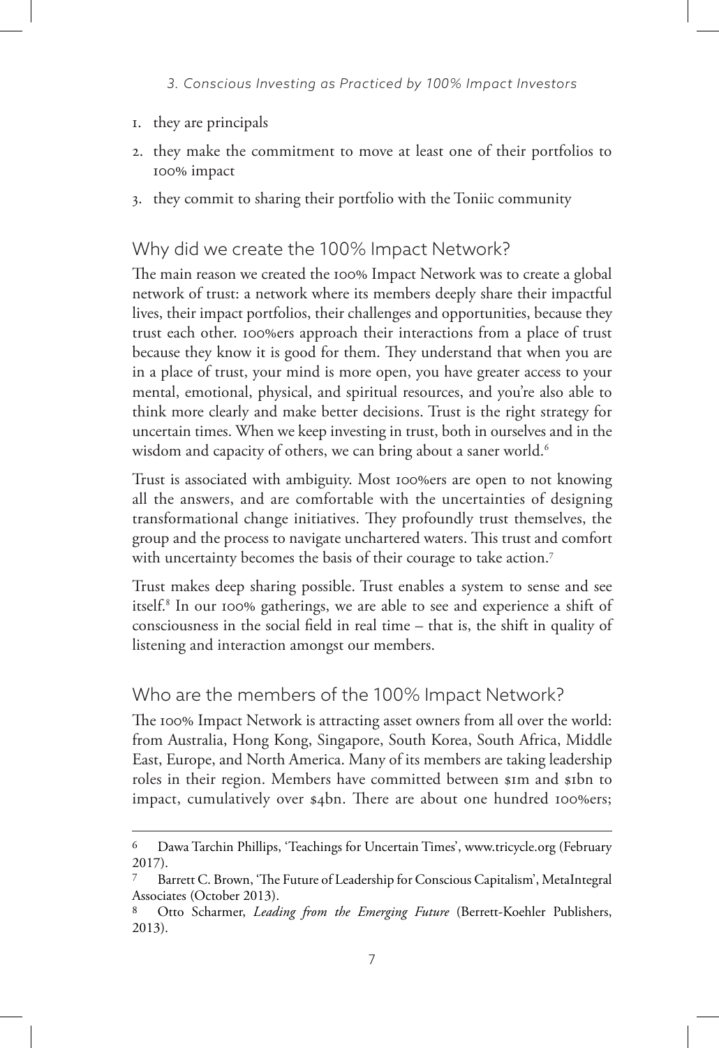1. they are principals
2. they make the commitment to move at least one of their portfolios to 100% impact
3. they commit to sharing their portfolio with the Toniic community

## Why did we create the 100% Impact Network?

The main reason we created the 100% Impact Network was to create a global network of trust: a network where its members deeply share their impactful lives, their impact portfolios, their challenges and opportunities, because they trust each other. 100%ers approach their interactions from a place of trust because they know it is good for them. They understand that when you are in a place of trust, your mind is more open, you have greater access to your mental, emotional, physical, and spiritual resources, and you're also able to think more clearly and make better decisions. Trust is the right strategy for uncertain times. When we keep investing in trust, both in ourselves and in the wisdom and capacity of others, we can bring about a saner world.[6]

Trust is associated with ambiguity. Most 100%ers are open to not knowing all the answers, and are comfortable with the uncertainties of designing transformational change initiatives. They profoundly trust themselves, the group and the process to navigate unchartered waters. This trust and comfort with uncertainty becomes the basis of their courage to take action.[7]

Trust makes deep sharing possible. Trust enables a system to sense and see itself.[8] In our 100% gatherings, we are able to see and experience a shift of consciousness in the social field in real time – that is, the shift in quality of listening and interaction amongst our members.

## Who are the members of the 100% Impact Network?

The 100% Impact Network is attracting asset owners from all over the world: from Australia, Hong Kong, Singapore, South Korea, South Africa, Middle East, Europe, and North America. Many of its members are taking leadership roles in their region. Members have committed between $1m and $1bn to impact, cumulatively over $4bn. There are about one hundred 100%ers;

---

6 Dawa Tarchin Phillips, 'Teachings for Uncertain Times', www.tricycle.org (February 2017).

7 Barrett C. Brown, 'The Future of Leadership for Conscious Capitalism', MetaIntegral Associates (October 2013).

8 Otto Scharmer, *Leading from the Emerging Future* (Berrett-Koehler Publishers, 2013).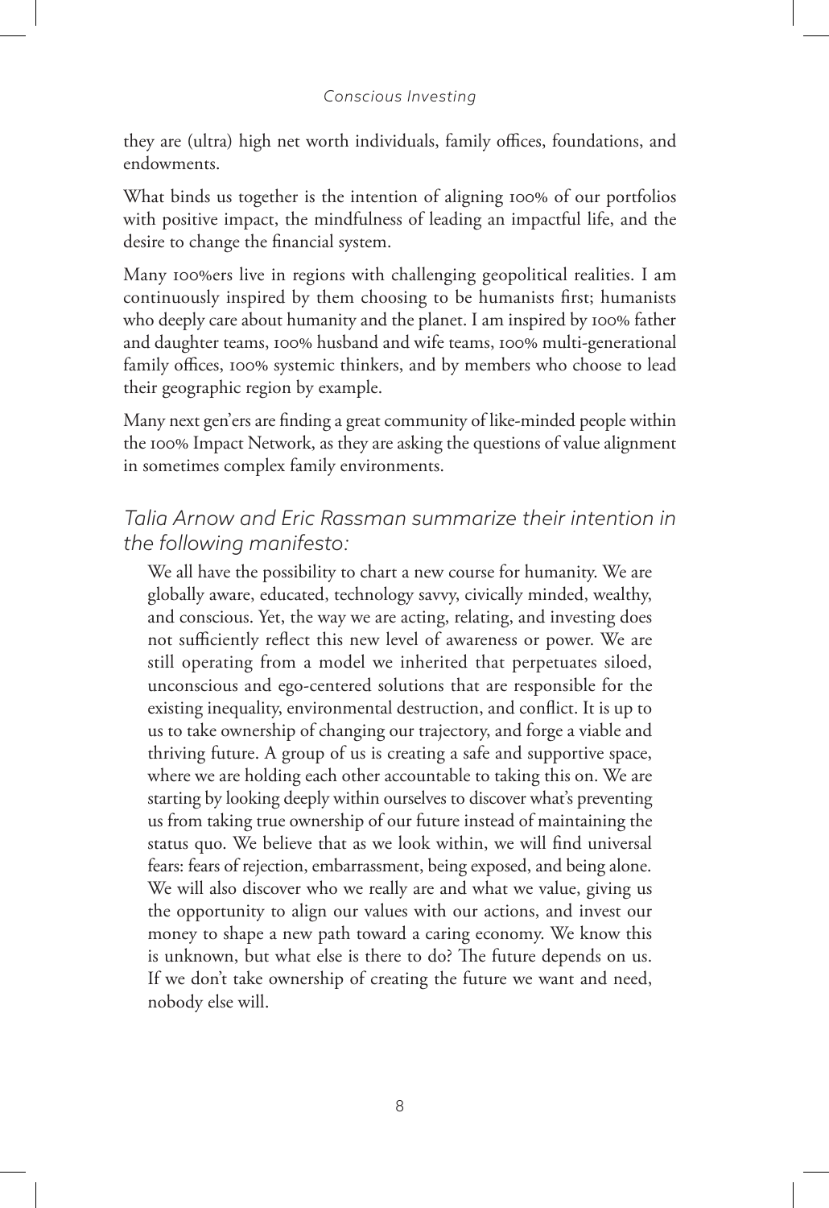they are (ultra) high net worth individuals, family offices, foundations, and endowments.

What binds us together is the intention of aligning 100% of our portfolios with positive impact, the mindfulness of leading an impactful life, and the desire to change the financial system.

Many 100%ers live in regions with challenging geopolitical realities. I am continuously inspired by them choosing to be humanists first; humanists who deeply care about humanity and the planet. I am inspired by 100% father and daughter teams, 100% husband and wife teams, 100% multi-generational family offices, 100% systemic thinkers, and by members who choose to lead their geographic region by example.

Many next gen'ers are finding a great community of like-minded people within the 100% Impact Network, as they are asking the questions of value alignment in sometimes complex family environments.

### *Talia Arnow and Eric Rassman summarize their intention in the following manifesto:*

> We all have the possibility to chart a new course for humanity. We are globally aware, educated, technology savvy, civically minded, wealthy, and conscious. Yet, the way we are acting, relating, and investing does not sufficiently reflect this new level of awareness or power. We are still operating from a model we inherited that perpetuates siloed, unconscious and ego-centered solutions that are responsible for the existing inequality, environmental destruction, and conflict. It is up to us to take ownership of changing our trajectory, and forge a viable and thriving future. A group of us is creating a safe and supportive space, where we are holding each other accountable to taking this on. We are starting by looking deeply within ourselves to discover what's preventing us from taking true ownership of our future instead of maintaining the status quo. We believe that as we look within, we will find universal fears: fears of rejection, embarrassment, being exposed, and being alone. We will also discover who we really are and what we value, giving us the opportunity to align our values with our actions, and invest our money to shape a new path toward a caring economy. We know this is unknown, but what else is there to do? The future depends on us. If we don't take ownership of creating the future we want and need, nobody else will.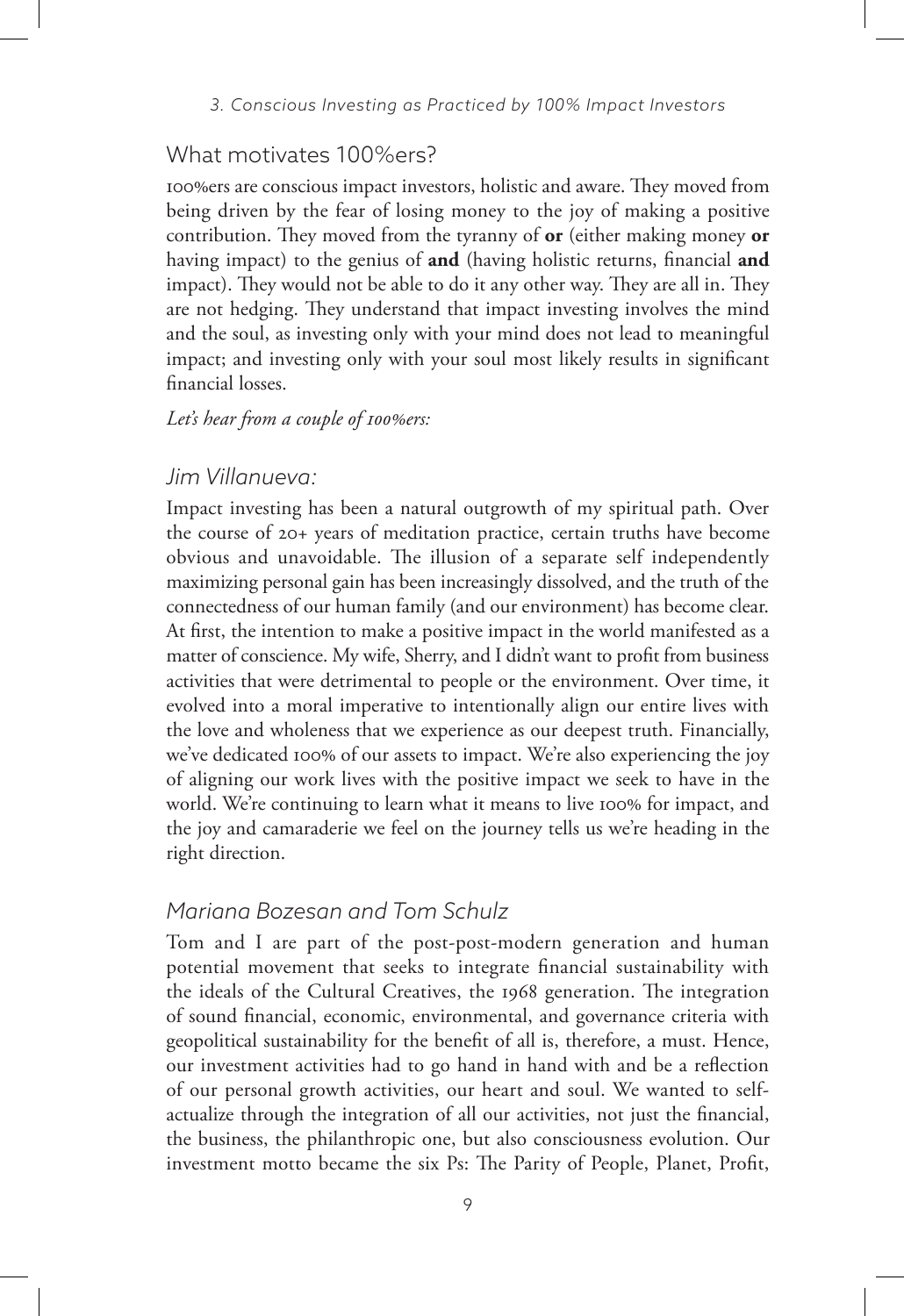## What motivates 100%ers?

100%ers are conscious impact investors, holistic and aware. They moved from being driven by the fear of losing money to the joy of making a positive contribution. They moved from the tyranny of **or** (either making money **or** having impact) to the genius of **and** (having holistic returns, financial **and** impact). They would not be able to do it any other way. They are all in. They are not hedging. They understand that impact investing involves the mind and the soul, as investing only with your mind does not lead to meaningful impact; and investing only with your soul most likely results in significant financial losses.

*Let's hear from a couple of 100%ers:*

### *Jim Villanueva:*

Impact investing has been a natural outgrowth of my spiritual path. Over the course of 20+ years of meditation practice, certain truths have become obvious and unavoidable. The illusion of a separate self independently maximizing personal gain has been increasingly dissolved, and the truth of the connectedness of our human family (and our environment) has become clear. At first, the intention to make a positive impact in the world manifested as a matter of conscience. My wife, Sherry, and I didn't want to profit from business activities that were detrimental to people or the environment. Over time, it evolved into a moral imperative to intentionally align our entire lives with the love and wholeness that we experience as our deepest truth. Financially, we've dedicated 100% of our assets to impact. We're also experiencing the joy of aligning our work lives with the positive impact we seek to have in the world. We're continuing to learn what it means to live 100% for impact, and the joy and camaraderie we feel on the journey tells us we're heading in the right direction.

### *Mariana Bozesan and Tom Schulz*

Tom and I are part of the post-post-modern generation and human potential movement that seeks to integrate financial sustainability with the ideals of the Cultural Creatives, the 1968 generation. The integration of sound financial, economic, environmental, and governance criteria with geopolitical sustainability for the benefit of all is, therefore, a must. Hence, our investment activities had to go hand in hand with and be a reflection of our personal growth activities, our heart and soul. We wanted to self-actualize through the integration of all our activities, not just the financial, the business, the philanthropic one, but also consciousness evolution. Our investment motto became the six Ps: The Parity of People, Planet, Profit,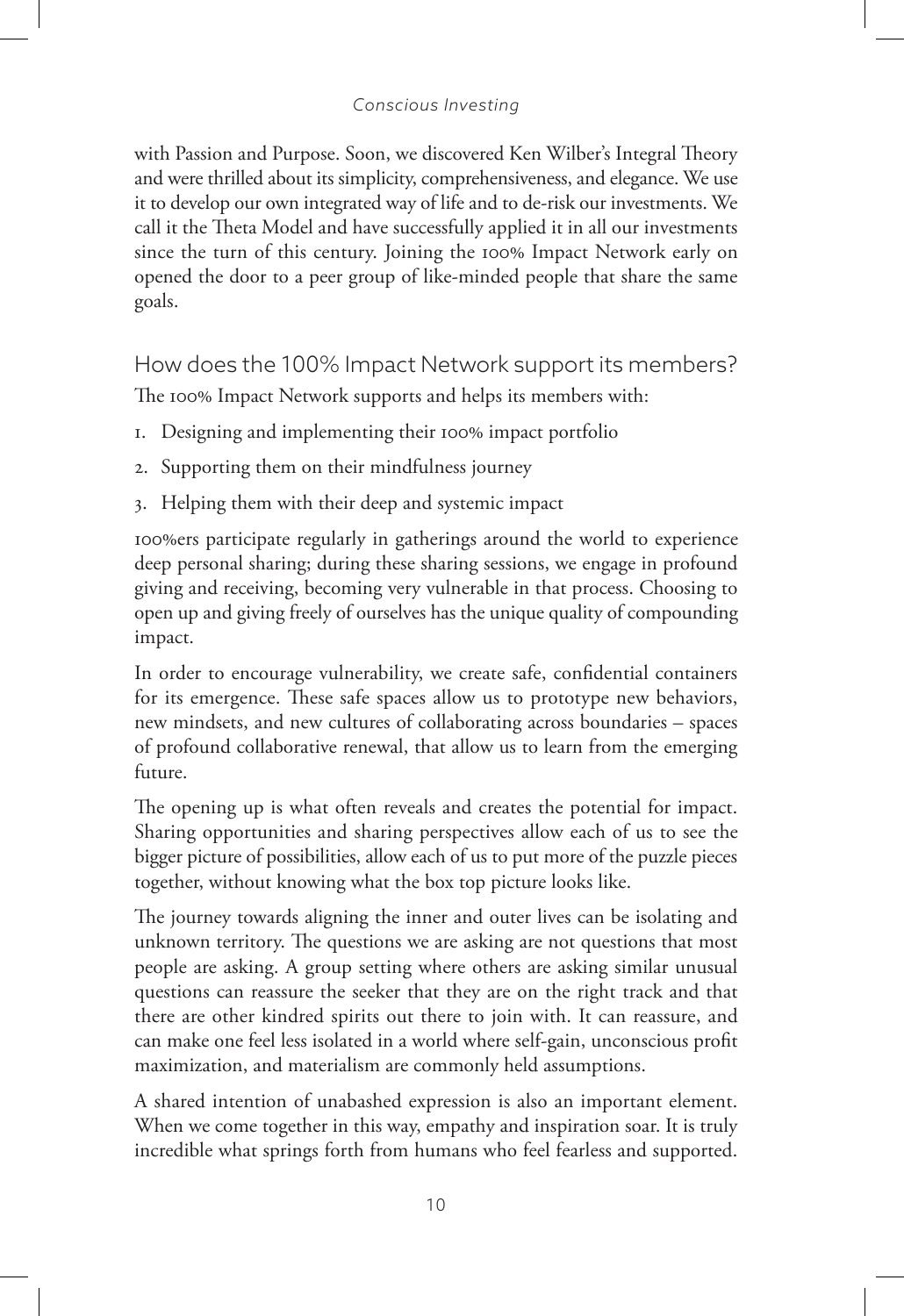with Passion and Purpose. Soon, we discovered Ken Wilber's Integral Theory and were thrilled about its simplicity, comprehensiveness, and elegance. We use it to develop our own integrated way of life and to de-risk our investments. We call it the Theta Model and have successfully applied it in all our investments since the turn of this century. Joining the 100% Impact Network early on opened the door to a peer group of like-minded people that share the same goals.

## How does the 100% Impact Network support its members?

The 100% Impact Network supports and helps its members with:

1. Designing and implementing their 100% impact portfolio
2. Supporting them on their mindfulness journey
3. Helping them with their deep and systemic impact

100%ers participate regularly in gatherings around the world to experience deep personal sharing; during these sharing sessions, we engage in profound giving and receiving, becoming very vulnerable in that process. Choosing to open up and giving freely of ourselves has the unique quality of compounding impact.

In order to encourage vulnerability, we create safe, confidential containers for its emergence. These safe spaces allow us to prototype new behaviors, new mindsets, and new cultures of collaborating across boundaries – spaces of profound collaborative renewal, that allow us to learn from the emerging future.

The opening up is what often reveals and creates the potential for impact. Sharing opportunities and sharing perspectives allow each of us to see the bigger picture of possibilities, allow each of us to put more of the puzzle pieces together, without knowing what the box top picture looks like.

The journey towards aligning the inner and outer lives can be isolating and unknown territory. The questions we are asking are not questions that most people are asking. A group setting where others are asking similar unusual questions can reassure the seeker that they are on the right track and that there are other kindred spirits out there to join with. It can reassure, and can make one feel less isolated in a world where self-gain, unconscious profit maximization, and materialism are commonly held assumptions.

A shared intention of unabashed expression is also an important element. When we come together in this way, empathy and inspiration soar. It is truly incredible what springs forth from humans who feel fearless and supported.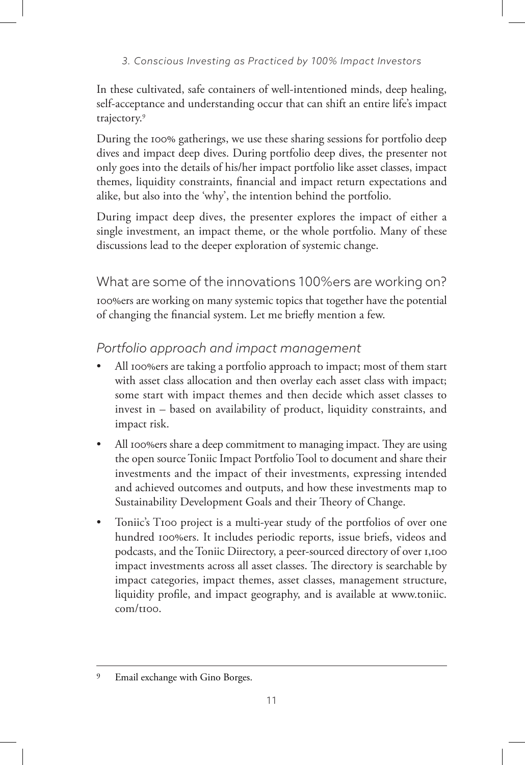In these cultivated, safe containers of well-intentioned minds, deep healing, self-acceptance and understanding occur that can shift an entire life's impact trajectory.[9]

During the 100% gatherings, we use these sharing sessions for portfolio deep dives and impact deep dives. During portfolio deep dives, the presenter not only goes into the details of his/her impact portfolio like asset classes, impact themes, liquidity constraints, financial and impact return expectations and alike, but also into the 'why', the intention behind the portfolio.

During impact deep dives, the presenter explores the impact of either a single investment, an impact theme, or the whole portfolio. Many of these discussions lead to the deeper exploration of systemic change.

## What are some of the innovations 100%ers are working on?

100%ers are working on many systemic topics that together have the potential of changing the financial system. Let me briefly mention a few.

### *Portfolio approach and impact management*

- All 100%ers are taking a portfolio approach to impact; most of them start with asset class allocation and then overlay each asset class with impact; some start with impact themes and then decide which asset classes to invest in – based on availability of product, liquidity constraints, and impact risk.
- All 100%ers share a deep commitment to managing impact. They are using the open source Toniic Impact Portfolio Tool to document and share their investments and the impact of their investments, expressing intended and achieved outcomes and outputs, and how these investments map to Sustainability Development Goals and their Theory of Change.
- Toniic's T100 project is a multi-year study of the portfolios of over one hundred 100%ers. It includes periodic reports, issue briefs, videos and podcasts, and the Toniic Diirectory, a peer-sourced directory of over 1,100 impact investments across all asset classes. The directory is searchable by impact categories, impact themes, asset classes, management structure, liquidity profile, and impact geography, and is available at www.toniic.com/t100.

---

[9] Email exchange with Gino Borges.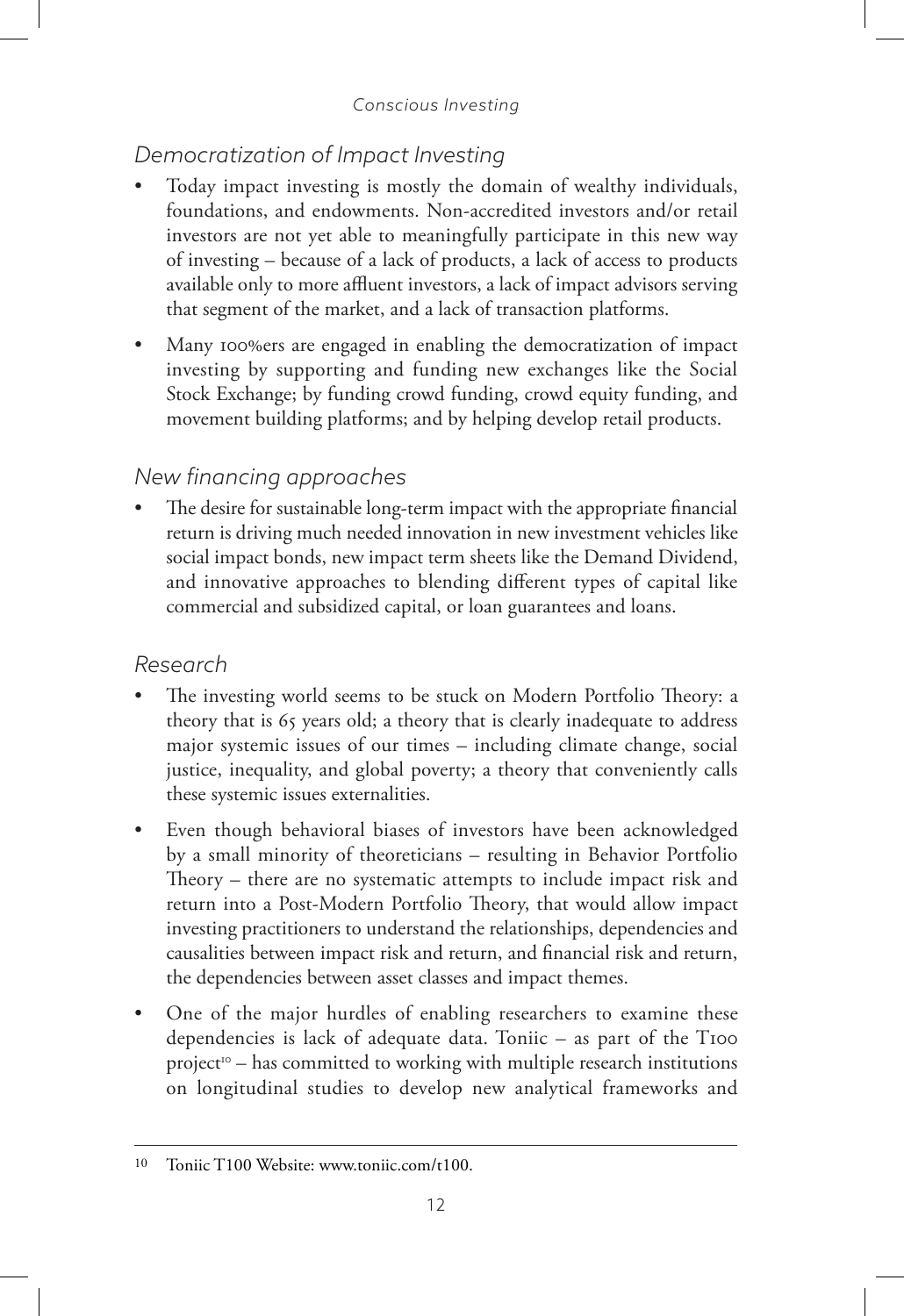### *Democratization of Impact Investing*

- Today impact investing is mostly the domain of wealthy individuals, foundations, and endowments. Non-accredited investors and/or retail investors are not yet able to meaningfully participate in this new way of investing – because of a lack of products, a lack of access to products available only to more affluent investors, a lack of impact advisors serving that segment of the market, and a lack of transaction platforms.
- Many 100%ers are engaged in enabling the democratization of impact investing by supporting and funding new exchanges like the Social Stock Exchange; by funding crowd funding, crowd equity funding, and movement building platforms; and by helping develop retail products.

### *New financing approaches*

- The desire for sustainable long-term impact with the appropriate financial return is driving much needed innovation in new investment vehicles like social impact bonds, new impact term sheets like the Demand Dividend, and innovative approaches to blending different types of capital like commercial and subsidized capital, or loan guarantees and loans.

### *Research*

- The investing world seems to be stuck on Modern Portfolio Theory: a theory that is 65 years old; a theory that is clearly inadequate to address major systemic issues of our times – including climate change, social justice, inequality, and global poverty; a theory that conveniently calls these systemic issues externalities.
- Even though behavioral biases of investors have been acknowledged by a small minority of theoreticians – resulting in Behavior Portfolio Theory – there are no systematic attempts to include impact risk and return into a Post-Modern Portfolio Theory, that would allow impact investing practitioners to understand the relationships, dependencies and causalities between impact risk and return, and financial risk and return, the dependencies between asset classes and impact themes.
- One of the major hurdles of enabling researchers to examine these dependencies is lack of adequate data. Toniic – as part of the T100 project[10] – has committed to working with multiple research institutions on longitudinal studies to develop new analytical frameworks and

---

[10] Toniic T100 Website: www.toniic.com/t100.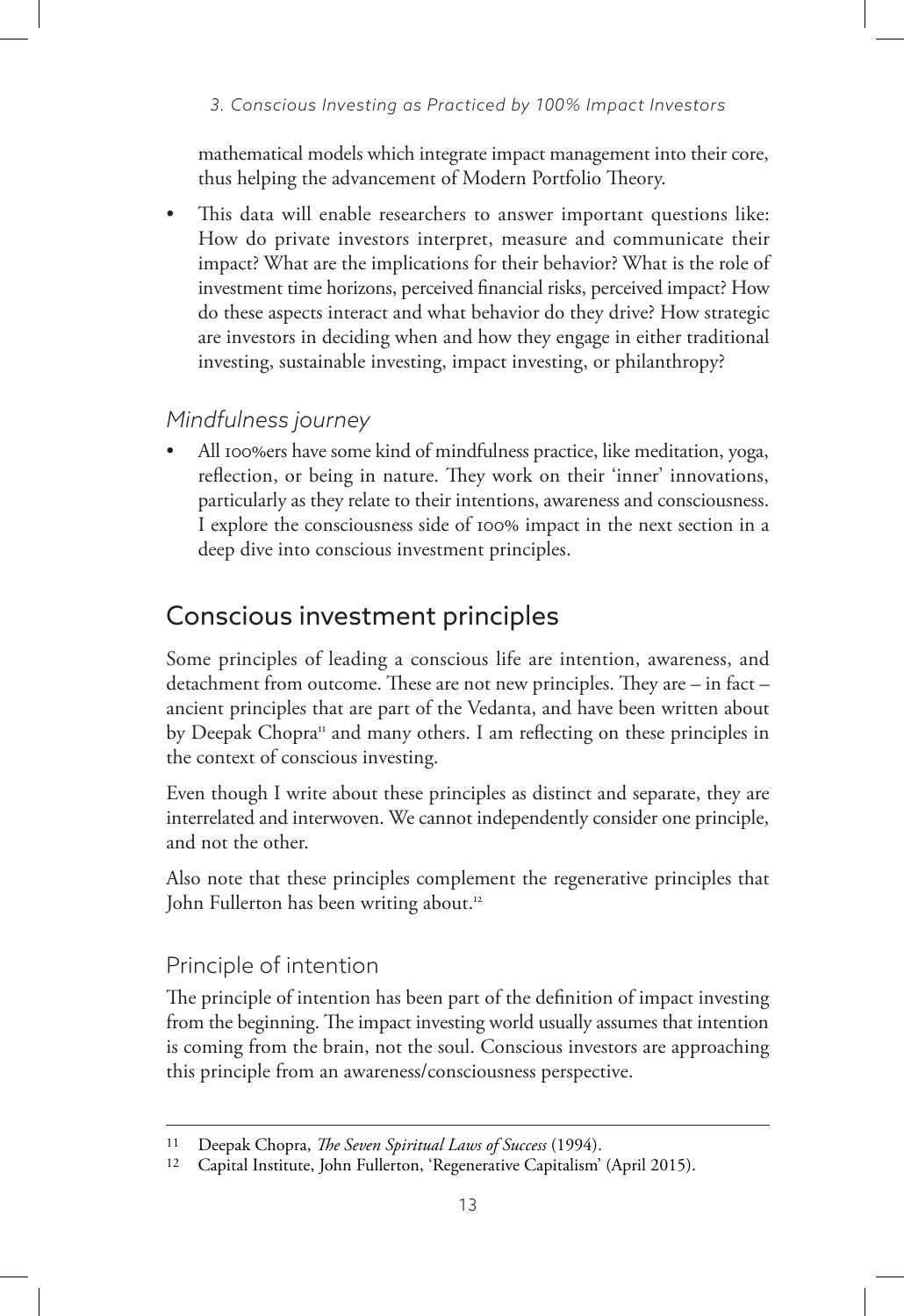mathematical models which integrate impact management into their core, thus helping the advancement of Modern Portfolio Theory.

- This data will enable researchers to answer important questions like: How do private investors interpret, measure and communicate their impact? What are the implications for their behavior? What is the role of investment time horizons, perceived financial risks, perceived impact? How do these aspects interact and what behavior do they drive? How strategic are investors in deciding when and how they engage in either traditional investing, sustainable investing, impact investing, or philanthropy?

### *Mindfulness journey*

- All 100%ers have some kind of mindfulness practice, like meditation, yoga, reflection, or being in nature. They work on their 'inner' innovations, particularly as they relate to their intentions, awareness and consciousness. I explore the consciousness side of 100% impact in the next section in a deep dive into conscious investment principles.

## Conscious investment principles

Some principles of leading a conscious life are intention, awareness, and detachment from outcome. These are not new principles. They are – in fact – ancient principles that are part of the Vedanta, and have been written about by Deepak Chopra[11] and many others. I am reflecting on these principles in the context of conscious investing.

Even though I write about these principles as distinct and separate, they are interrelated and interwoven. We cannot independently consider one principle, and not the other.

Also note that these principles complement the regenerative principles that John Fullerton has been writing about.[12]

### Principle of intention

The principle of intention has been part of the definition of impact investing from the beginning. The impact investing world usually assumes that intention is coming from the brain, not the soul. Conscious investors are approaching this principle from an awareness/consciousness perspective.

---

11 Deepak Chopra, *The Seven Spiritual Laws of Success* (1994).

12 Capital Institute, John Fullerton, 'Regenerative Capitalism' (April 2015).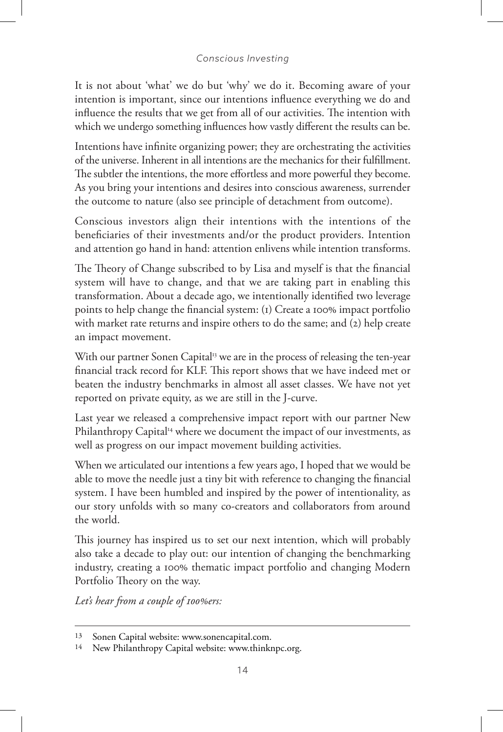It is not about 'what' we do but 'why' we do it. Becoming aware of your intention is important, since our intentions influence everything we do and influence the results that we get from all of our activities. The intention with which we undergo something influences how vastly different the results can be.

Intentions have infinite organizing power; they are orchestrating the activities of the universe. Inherent in all intentions are the mechanics for their fulfillment. The subtler the intentions, the more effortless and more powerful they become. As you bring your intentions and desires into conscious awareness, surrender the outcome to nature (also see principle of detachment from outcome).

Conscious investors align their intentions with the intentions of the beneficiaries of their investments and/or the product providers. Intention and attention go hand in hand: attention enlivens while intention transforms.

The Theory of Change subscribed to by Lisa and myself is that the financial system will have to change, and that we are taking part in enabling this transformation. About a decade ago, we intentionally identified two leverage points to help change the financial system: (1) Create a 100% impact portfolio with market rate returns and inspire others to do the same; and (2) help create an impact movement.

With our partner Sonen Capital[13] we are in the process of releasing the ten-year financial track record for KLF. This report shows that we have indeed met or beaten the industry benchmarks in almost all asset classes. We have not yet reported on private equity, as we are still in the J-curve.

Last year we released a comprehensive impact report with our partner New Philanthropy Capital[14] where we document the impact of our investments, as well as progress on our impact movement building activities.

When we articulated our intentions a few years ago, I hoped that we would be able to move the needle just a tiny bit with reference to changing the financial system. I have been humbled and inspired by the power of intentionality, as our story unfolds with so many co-creators and collaborators from around the world.

This journey has inspired us to set our next intention, which will probably also take a decade to play out: our intention of changing the benchmarking industry, creating a 100% thematic impact portfolio and changing Modern Portfolio Theory on the way.

*Let's hear from a couple of 100%ers:*

---

13 Sonen Capital website: www.sonencapital.com.

14 New Philanthropy Capital website: www.thinknpc.org.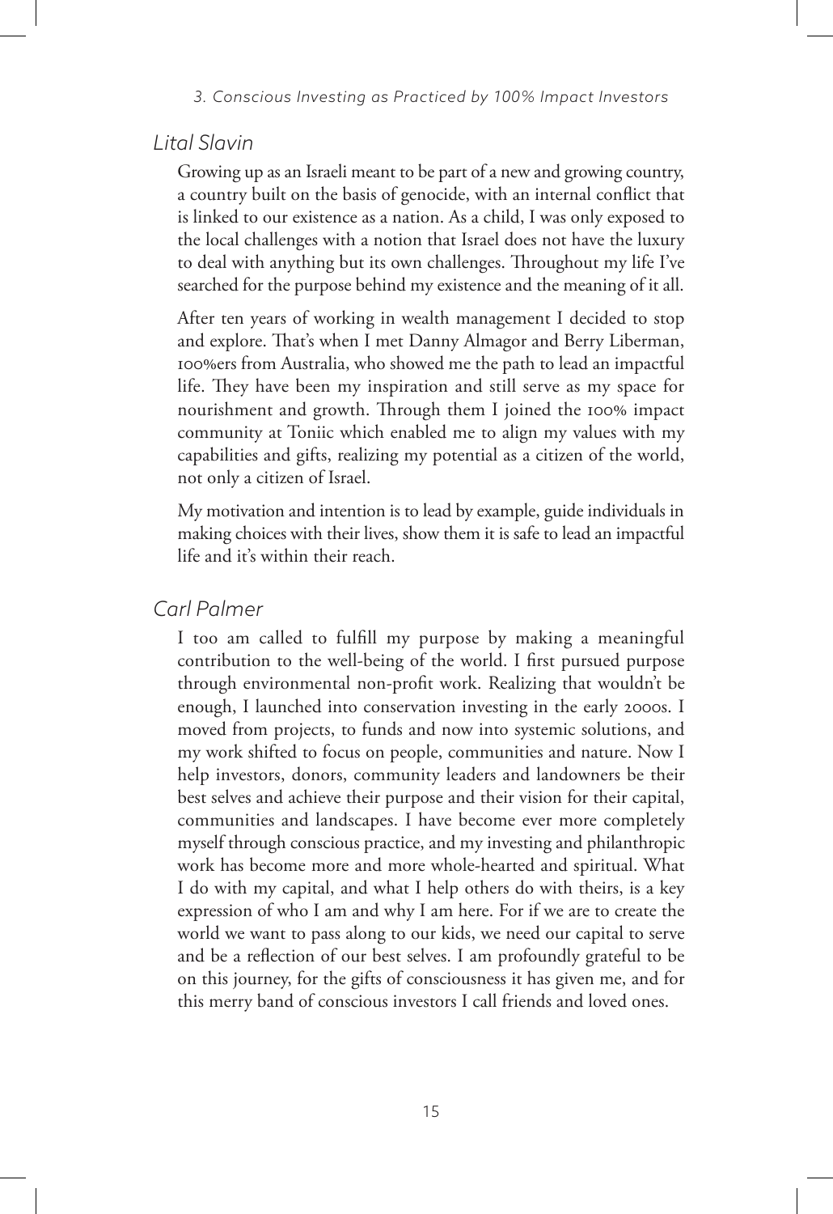## *Lital Slavin*

Growing up as an Israeli meant to be part of a new and growing country, a country built on the basis of genocide, with an internal conflict that is linked to our existence as a nation. As a child, I was only exposed to the local challenges with a notion that Israel does not have the luxury to deal with anything but its own challenges. Throughout my life I've searched for the purpose behind my existence and the meaning of it all.

After ten years of working in wealth management I decided to stop and explore. That's when I met Danny Almagor and Berry Liberman, 100%ers from Australia, who showed me the path to lead an impactful life. They have been my inspiration and still serve as my space for nourishment and growth. Through them I joined the 100% impact community at Toniic which enabled me to align my values with my capabilities and gifts, realizing my potential as a citizen of the world, not only a citizen of Israel.

My motivation and intention is to lead by example, guide individuals in making choices with their lives, show them it is safe to lead an impactful life and it's within their reach.

## *Carl Palmer*

I too am called to fulfill my purpose by making a meaningful contribution to the well-being of the world. I first pursued purpose through environmental non-profit work. Realizing that wouldn't be enough, I launched into conservation investing in the early 2000s. I moved from projects, to funds and now into systemic solutions, and my work shifted to focus on people, communities and nature. Now I help investors, donors, community leaders and landowners be their best selves and achieve their purpose and their vision for their capital, communities and landscapes. I have become ever more completely myself through conscious practice, and my investing and philanthropic work has become more and more whole-hearted and spiritual. What I do with my capital, and what I help others do with theirs, is a key expression of who I am and why I am here. For if we are to create the world we want to pass along to our kids, we need our capital to serve and be a reflection of our best selves. I am profoundly grateful to be on this journey, for the gifts of consciousness it has given me, and for this merry band of conscious investors I call friends and loved ones.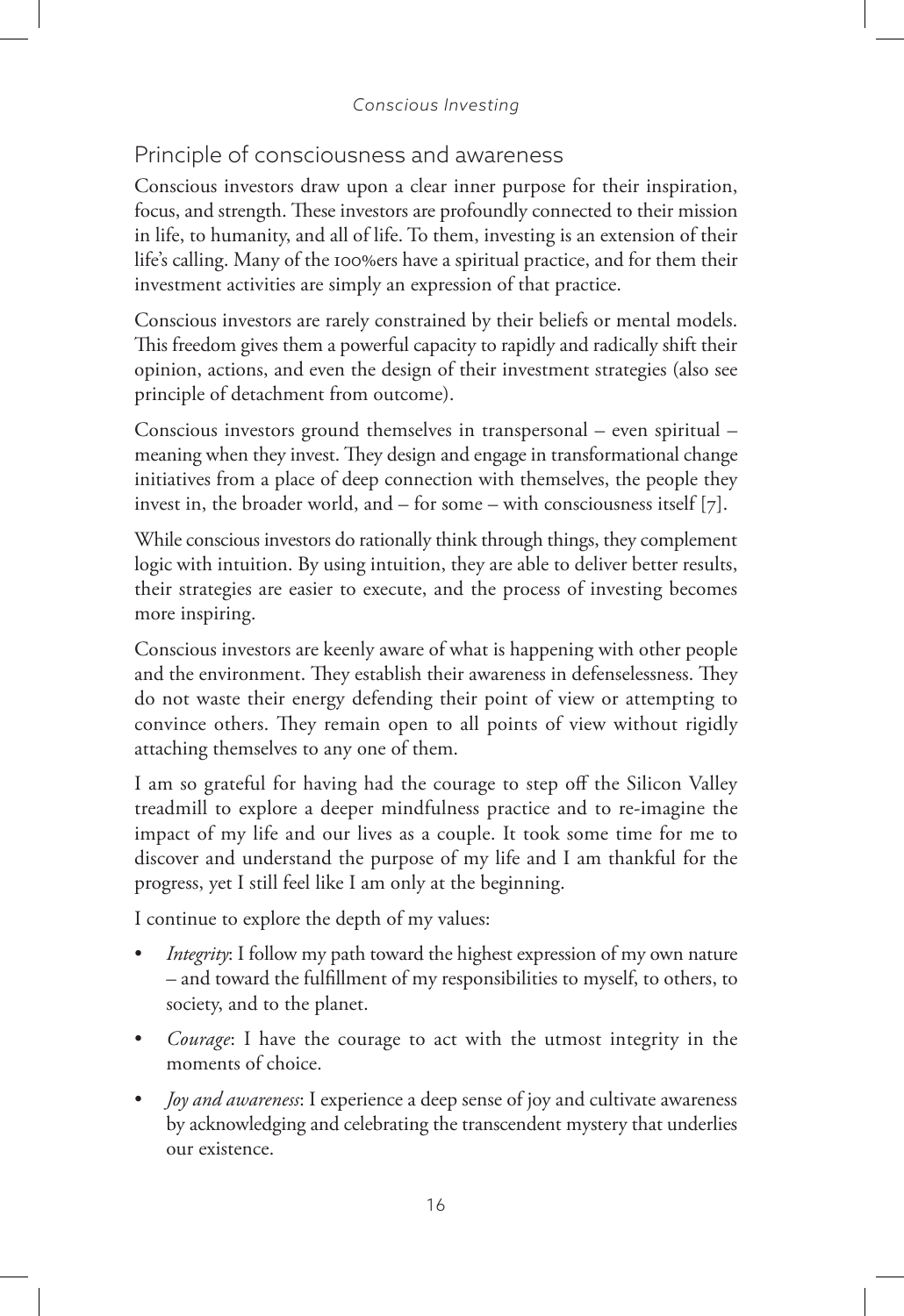## Principle of consciousness and awareness

Conscious investors draw upon a clear inner purpose for their inspiration, focus, and strength. These investors are profoundly connected to their mission in life, to humanity, and all of life. To them, investing is an extension of their life's calling. Many of the 100%ers have a spiritual practice, and for them their investment activities are simply an expression of that practice.

Conscious investors are rarely constrained by their beliefs or mental models. This freedom gives them a powerful capacity to rapidly and radically shift their opinion, actions, and even the design of their investment strategies (also see principle of detachment from outcome).

Conscious investors ground themselves in transpersonal – even spiritual – meaning when they invest. They design and engage in transformational change initiatives from a place of deep connection with themselves, the people they invest in, the broader world, and – for some – with consciousness itself [7].

While conscious investors do rationally think through things, they complement logic with intuition. By using intuition, they are able to deliver better results, their strategies are easier to execute, and the process of investing becomes more inspiring.

Conscious investors are keenly aware of what is happening with other people and the environment. They establish their awareness in defenselessness. They do not waste their energy defending their point of view or attempting to convince others. They remain open to all points of view without rigidly attaching themselves to any one of them.

I am so grateful for having had the courage to step off the Silicon Valley treadmill to explore a deeper mindfulness practice and to re-imagine the impact of my life and our lives as a couple. It took some time for me to discover and understand the purpose of my life and I am thankful for the progress, yet I still feel like I am only at the beginning.

I continue to explore the depth of my values:

- *Integrity*: I follow my path toward the highest expression of my own nature – and toward the fulfillment of my responsibilities to myself, to others, to society, and to the planet.
- *Courage*: I have the courage to act with the utmost integrity in the moments of choice.
- *Joy and awareness*: I experience a deep sense of joy and cultivate awareness by acknowledging and celebrating the transcendent mystery that underlies our existence.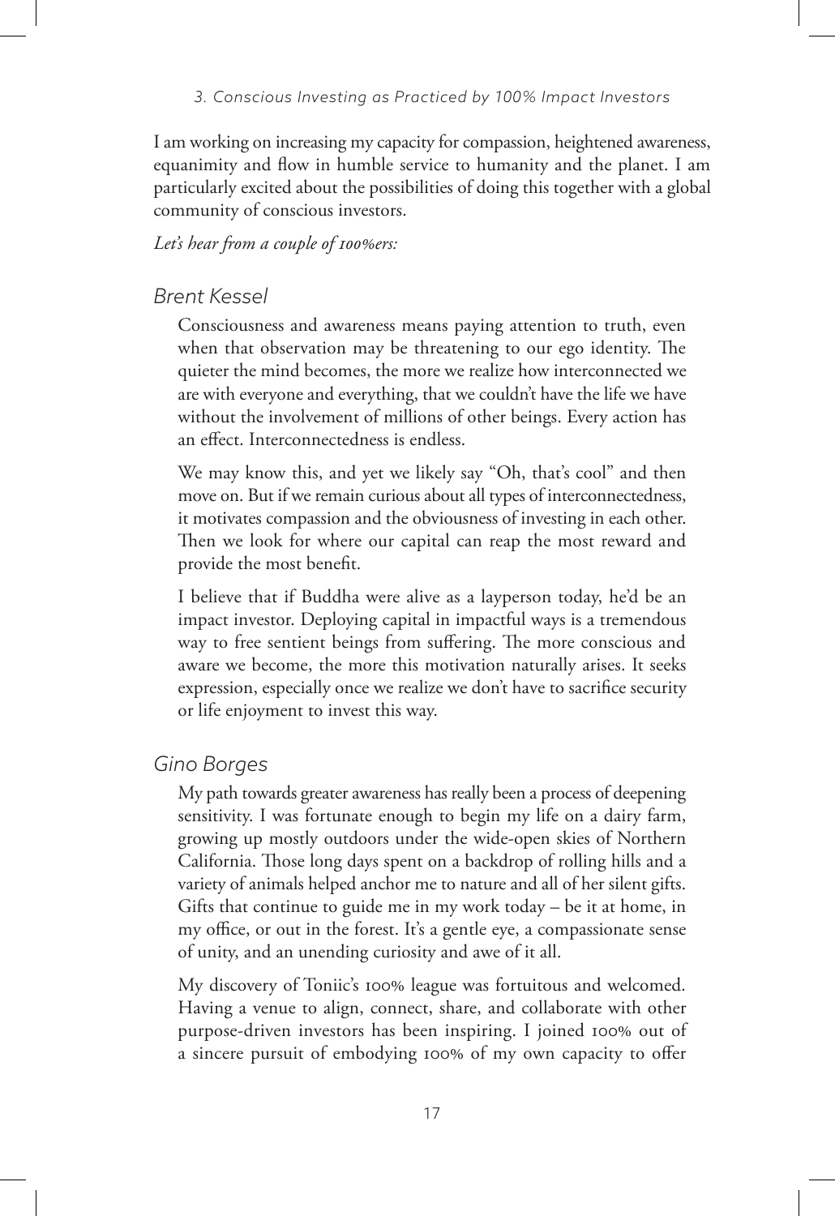I am working on increasing my capacity for compassion, heightened awareness, equanimity and flow in humble service to humanity and the planet. I am particularly excited about the possibilities of doing this together with a global community of conscious investors.

*Let's hear from a couple of 100%ers:*

### Brent Kessel

Consciousness and awareness means paying attention to truth, even when that observation may be threatening to our ego identity. The quieter the mind becomes, the more we realize how interconnected we are with everyone and everything, that we couldn't have the life we have without the involvement of millions of other beings. Every action has an effect. Interconnectedness is endless.

We may know this, and yet we likely say "Oh, that's cool" and then move on. But if we remain curious about all types of interconnectedness, it motivates compassion and the obviousness of investing in each other. Then we look for where our capital can reap the most reward and provide the most benefit.

I believe that if Buddha were alive as a layperson today, he'd be an impact investor. Deploying capital in impactful ways is a tremendous way to free sentient beings from suffering. The more conscious and aware we become, the more this motivation naturally arises. It seeks expression, especially once we realize we don't have to sacrifice security or life enjoyment to invest this way.

### Gino Borges

My path towards greater awareness has really been a process of deepening sensitivity. I was fortunate enough to begin my life on a dairy farm, growing up mostly outdoors under the wide-open skies of Northern California. Those long days spent on a backdrop of rolling hills and a variety of animals helped anchor me to nature and all of her silent gifts. Gifts that continue to guide me in my work today – be it at home, in my office, or out in the forest. It's a gentle eye, a compassionate sense of unity, and an unending curiosity and awe of it all.

My discovery of Toniic's 100% league was fortuitous and welcomed. Having a venue to align, connect, share, and collaborate with other purpose-driven investors has been inspiring. I joined 100% out of a sincere pursuit of embodying 100% of my own capacity to offer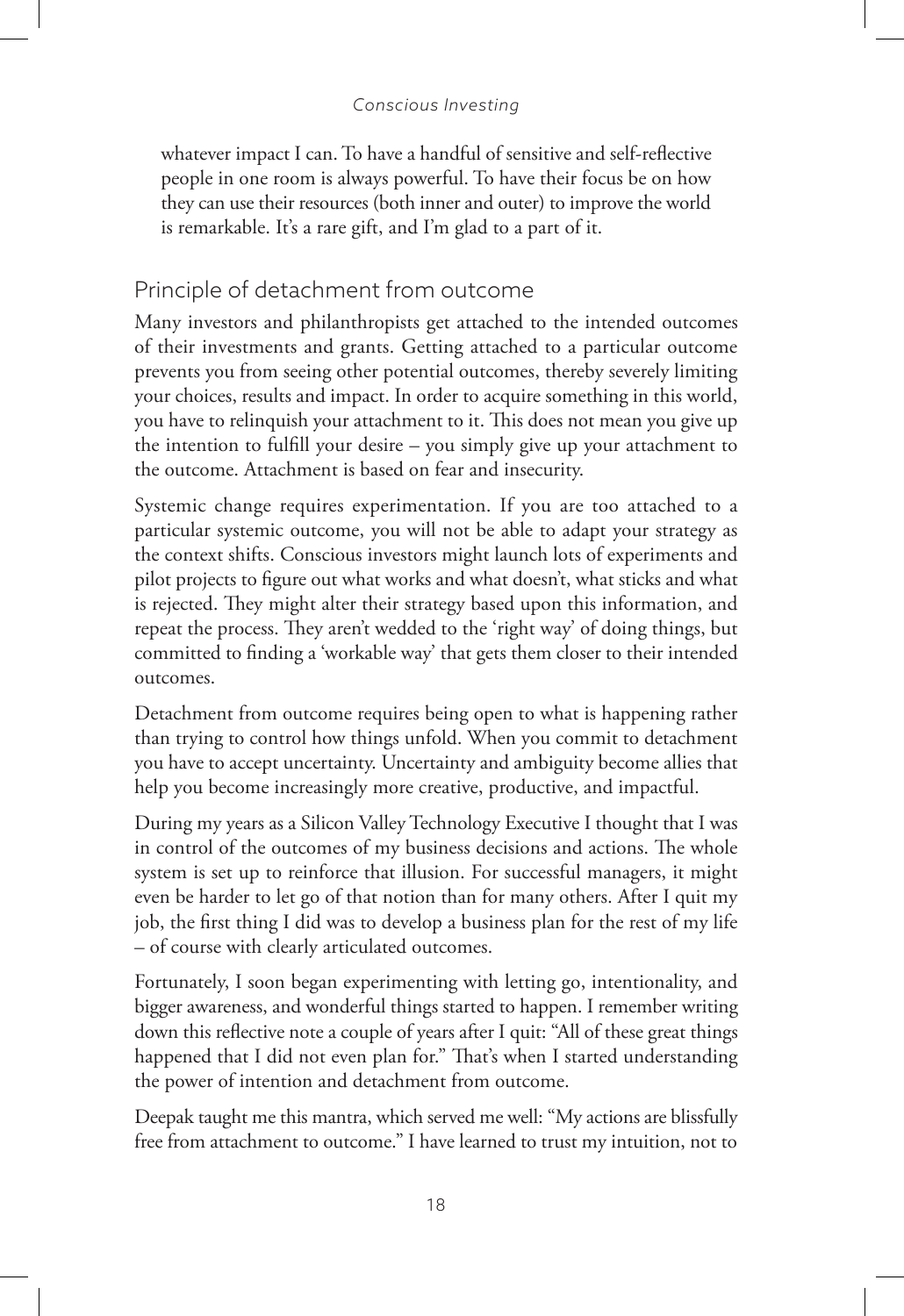whatever impact I can. To have a handful of sensitive and self-reflective people in one room is always powerful. To have their focus be on how they can use their resources (both inner and outer) to improve the world is remarkable. It's a rare gift, and I'm glad to a part of it.

## Principle of detachment from outcome

Many investors and philanthropists get attached to the intended outcomes of their investments and grants. Getting attached to a particular outcome prevents you from seeing other potential outcomes, thereby severely limiting your choices, results and impact. In order to acquire something in this world, you have to relinquish your attachment to it. This does not mean you give up the intention to fulfill your desire – you simply give up your attachment to the outcome. Attachment is based on fear and insecurity.

Systemic change requires experimentation. If you are too attached to a particular systemic outcome, you will not be able to adapt your strategy as the context shifts. Conscious investors might launch lots of experiments and pilot projects to figure out what works and what doesn't, what sticks and what is rejected. They might alter their strategy based upon this information, and repeat the process. They aren't wedded to the 'right way' of doing things, but committed to finding a 'workable way' that gets them closer to their intended outcomes.

Detachment from outcome requires being open to what is happening rather than trying to control how things unfold. When you commit to detachment you have to accept uncertainty. Uncertainty and ambiguity become allies that help you become increasingly more creative, productive, and impactful.

During my years as a Silicon Valley Technology Executive I thought that I was in control of the outcomes of my business decisions and actions. The whole system is set up to reinforce that illusion. For successful managers, it might even be harder to let go of that notion than for many others. After I quit my job, the first thing I did was to develop a business plan for the rest of my life – of course with clearly articulated outcomes.

Fortunately, I soon began experimenting with letting go, intentionality, and bigger awareness, and wonderful things started to happen. I remember writing down this reflective note a couple of years after I quit: "All of these great things happened that I did not even plan for." That's when I started understanding the power of intention and detachment from outcome.

Deepak taught me this mantra, which served me well: "My actions are blissfully free from attachment to outcome." I have learned to trust my intuition, not to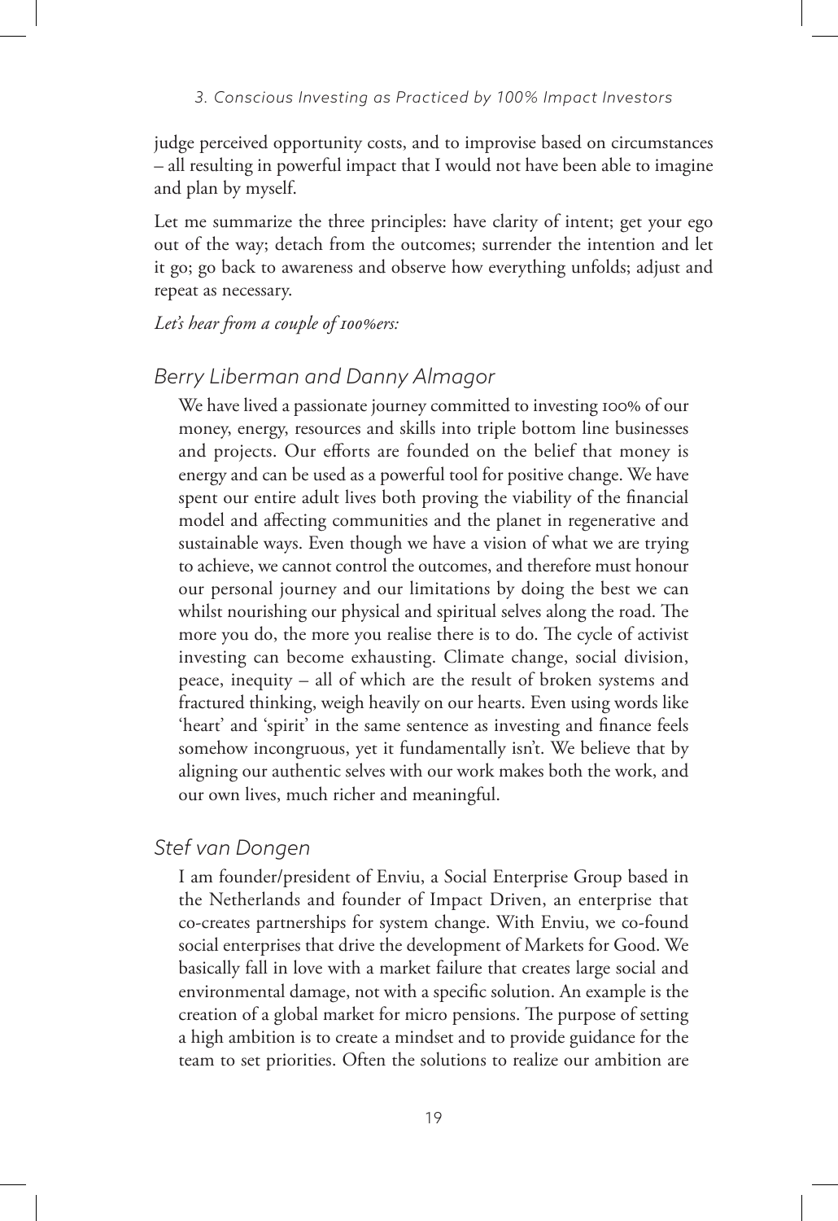judge perceived opportunity costs, and to improvise based on circumstances – all resulting in powerful impact that I would not have been able to imagine and plan by myself.

Let me summarize the three principles: have clarity of intent; get your ego out of the way; detach from the outcomes; surrender the intention and let it go; go back to awareness and observe how everything unfolds; adjust and repeat as necessary.

*Let's hear from a couple of 100%ers:*

## *Berry Liberman and Danny Almagor*

> We have lived a passionate journey committed to investing 100% of our money, energy, resources and skills into triple bottom line businesses and projects. Our efforts are founded on the belief that money is energy and can be used as a powerful tool for positive change. We have spent our entire adult lives both proving the viability of the financial model and affecting communities and the planet in regenerative and sustainable ways. Even though we have a vision of what we are trying to achieve, we cannot control the outcomes, and therefore must honour our personal journey and our limitations by doing the best we can whilst nourishing our physical and spiritual selves along the road. The more you do, the more you realise there is to do. The cycle of activist investing can become exhausting. Climate change, social division, peace, inequity – all of which are the result of broken systems and fractured thinking, weigh heavily on our hearts. Even using words like 'heart' and 'spirit' in the same sentence as investing and finance feels somehow incongruous, yet it fundamentally isn't. We believe that by aligning our authentic selves with our work makes both the work, and our own lives, much richer and meaningful.

## *Stef van Dongen*

> I am founder/president of Enviu, a Social Enterprise Group based in the Netherlands and founder of Impact Driven, an enterprise that co-creates partnerships for system change. With Enviu, we co-found social enterprises that drive the development of Markets for Good. We basically fall in love with a market failure that creates large social and environmental damage, not with a specific solution. An example is the creation of a global market for micro pensions. The purpose of setting a high ambition is to create a mindset and to provide guidance for the team to set priorities. Often the solutions to realize our ambition are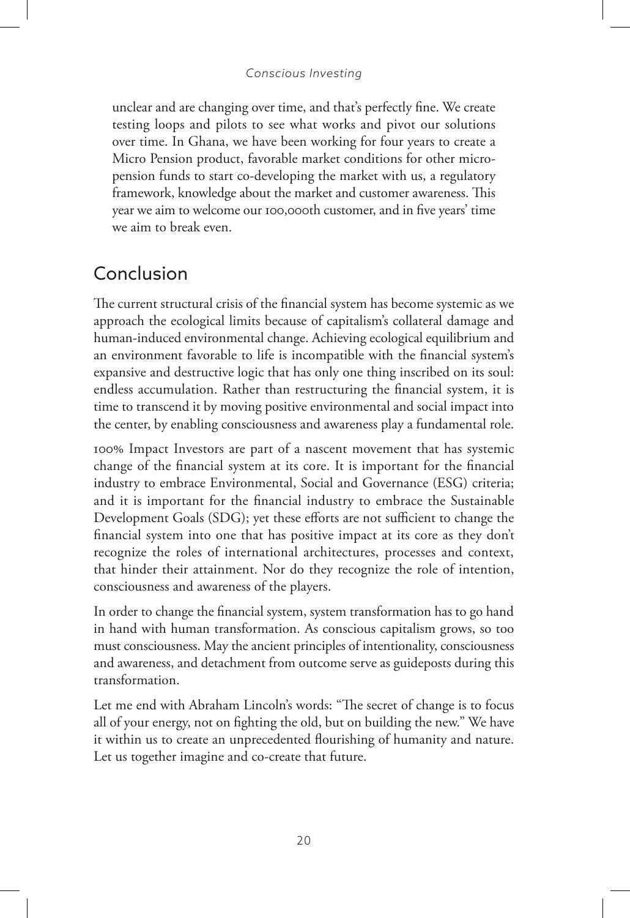unclear and are changing over time, and that's perfectly fine. We create testing loops and pilots to see what works and pivot our solutions over time. In Ghana, we have been working for four years to create a Micro Pension product, favorable market conditions for other micro-pension funds to start co-developing the market with us, a regulatory framework, knowledge about the market and customer awareness. This year we aim to welcome our 100,000th customer, and in five years' time we aim to break even.

## Conclusion

The current structural crisis of the financial system has become systemic as we approach the ecological limits because of capitalism's collateral damage and human-induced environmental change. Achieving ecological equilibrium and an environment favorable to life is incompatible with the financial system's expansive and destructive logic that has only one thing inscribed on its soul: endless accumulation. Rather than restructuring the financial system, it is time to transcend it by moving positive environmental and social impact into the center, by enabling consciousness and awareness play a fundamental role.

100% Impact Investors are part of a nascent movement that has systemic change of the financial system at its core. It is important for the financial industry to embrace Environmental, Social and Governance (ESG) criteria; and it is important for the financial industry to embrace the Sustainable Development Goals (SDG); yet these efforts are not sufficient to change the financial system into one that has positive impact at its core as they don't recognize the roles of international architectures, processes and context, that hinder their attainment. Nor do they recognize the role of intention, consciousness and awareness of the players.

In order to change the financial system, system transformation has to go hand in hand with human transformation. As conscious capitalism grows, so too must consciousness. May the ancient principles of intentionality, consciousness and awareness, and detachment from outcome serve as guideposts during this transformation.

Let me end with Abraham Lincoln's words: "The secret of change is to focus all of your energy, not on fighting the old, but on building the new." We have it within us to create an unprecedented flourishing of humanity and nature. Let us together imagine and co-create that future.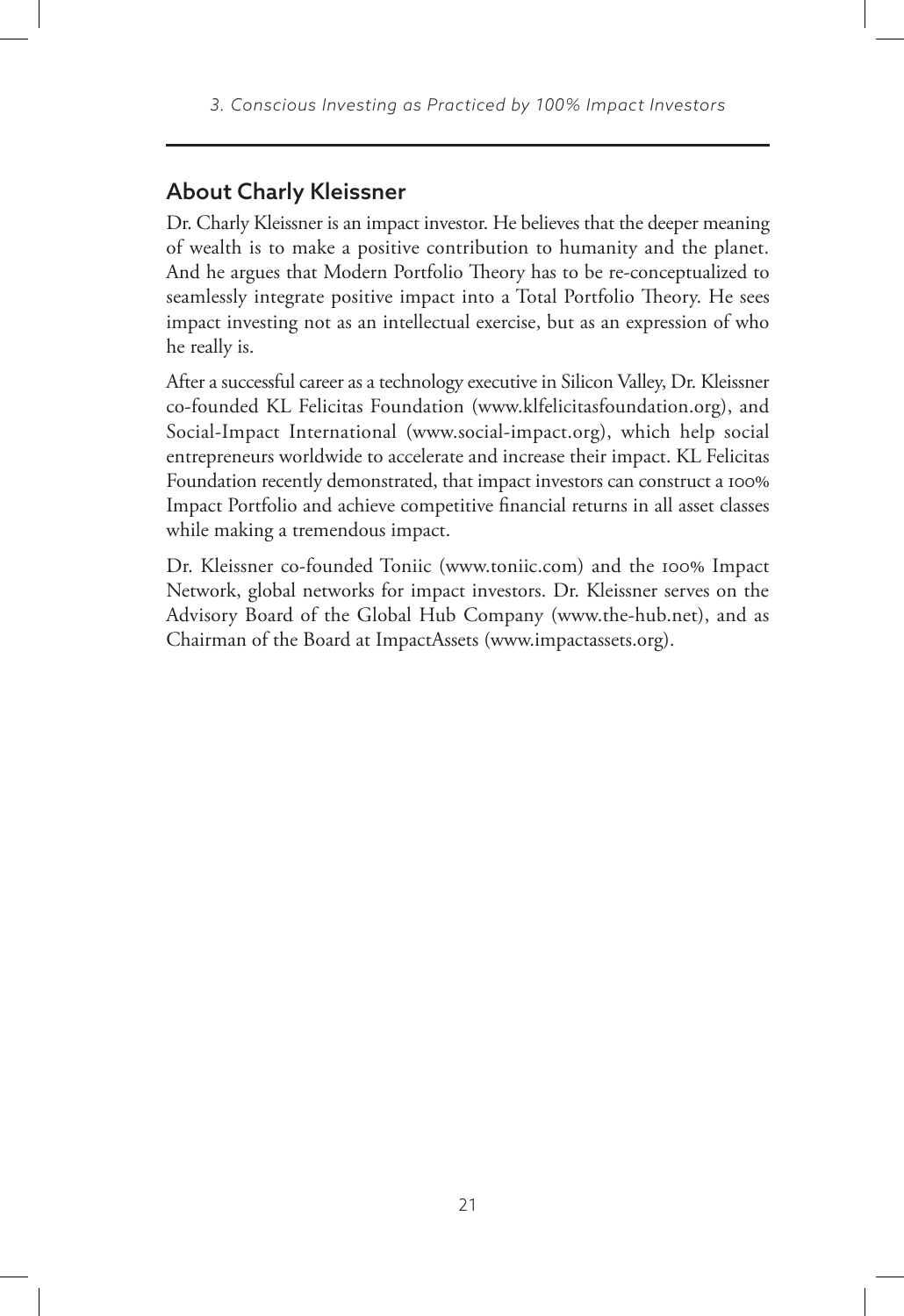## About Charly Kleissner

Dr. Charly Kleissner is an impact investor. He believes that the deeper meaning of wealth is to make a positive contribution to humanity and the planet. And he argues that Modern Portfolio Theory has to be re-conceptualized to seamlessly integrate positive impact into a Total Portfolio Theory. He sees impact investing not as an intellectual exercise, but as an expression of who he really is.

After a successful career as a technology executive in Silicon Valley, Dr. Kleissner co-founded KL Felicitas Foundation (www.klfelicitasfoundation.org), and Social-Impact International (www.social-impact.org), which help social entrepreneurs worldwide to accelerate and increase their impact. KL Felicitas Foundation recently demonstrated, that impact investors can construct a 100% Impact Portfolio and achieve competitive financial returns in all asset classes while making a tremendous impact.

Dr. Kleissner co-founded Toniic (www.toniic.com) and the 100% Impact Network, global networks for impact investors. Dr. Kleissner serves on the Advisory Board of the Global Hub Company (www.the-hub.net), and as Chairman of the Board at ImpactAssets (www.impactassets.org).